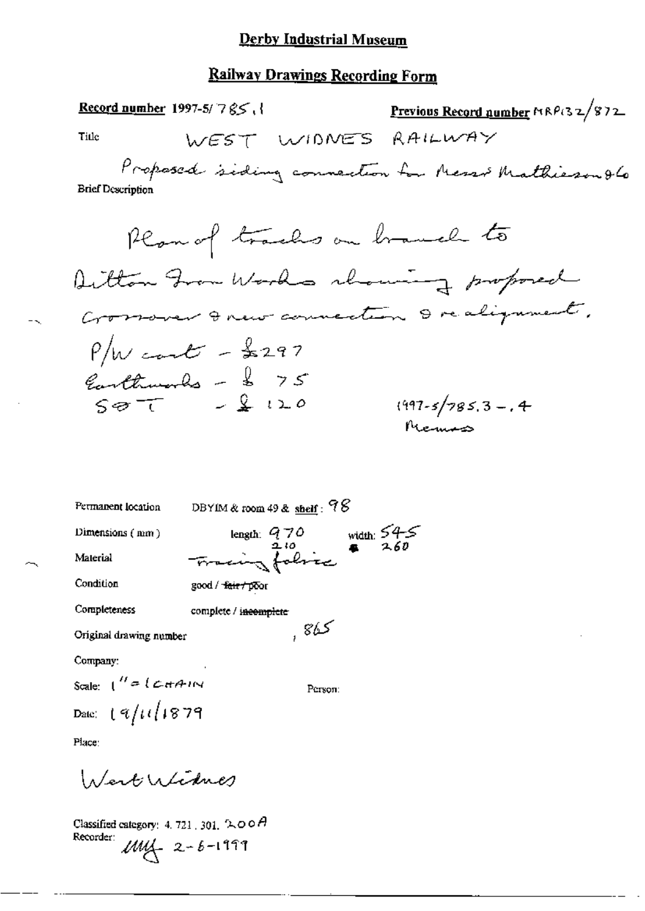# Derby Industrial Museum

## Railway Drawings Recording Form

**Record number** 1997-5/785.1

**Previous Record number** MRP132/872

Title: WEST WIDNES RAILWAY

Brief Description: Proposed siding connection for Messrs Mathieson & Co

Plan of tracks on branch to Ditton Iron Works showing proposed crossover & new connection & realignment.

P/W cost - £297
Earthworks - £ 75
S&T - £ 120

1997-5/785.3 - .4
Memos

Permanent location: DBYIM & room 49 & shelf: 98

Dimensions (mm): length: 970, 210; width: 545, 260

Material: Tracing fabric

Condition: good / ~~fair / poor~~

Completeness: complete / ~~incomplete~~

Original drawing number: , 865

Company:

Scale: 1" = 1 CHAIN

Person:

Date: 19/11/1879

Place:

West Widnes

Classified category: 4. 721. 301. 200A

Recorder: MMG 2-6-1999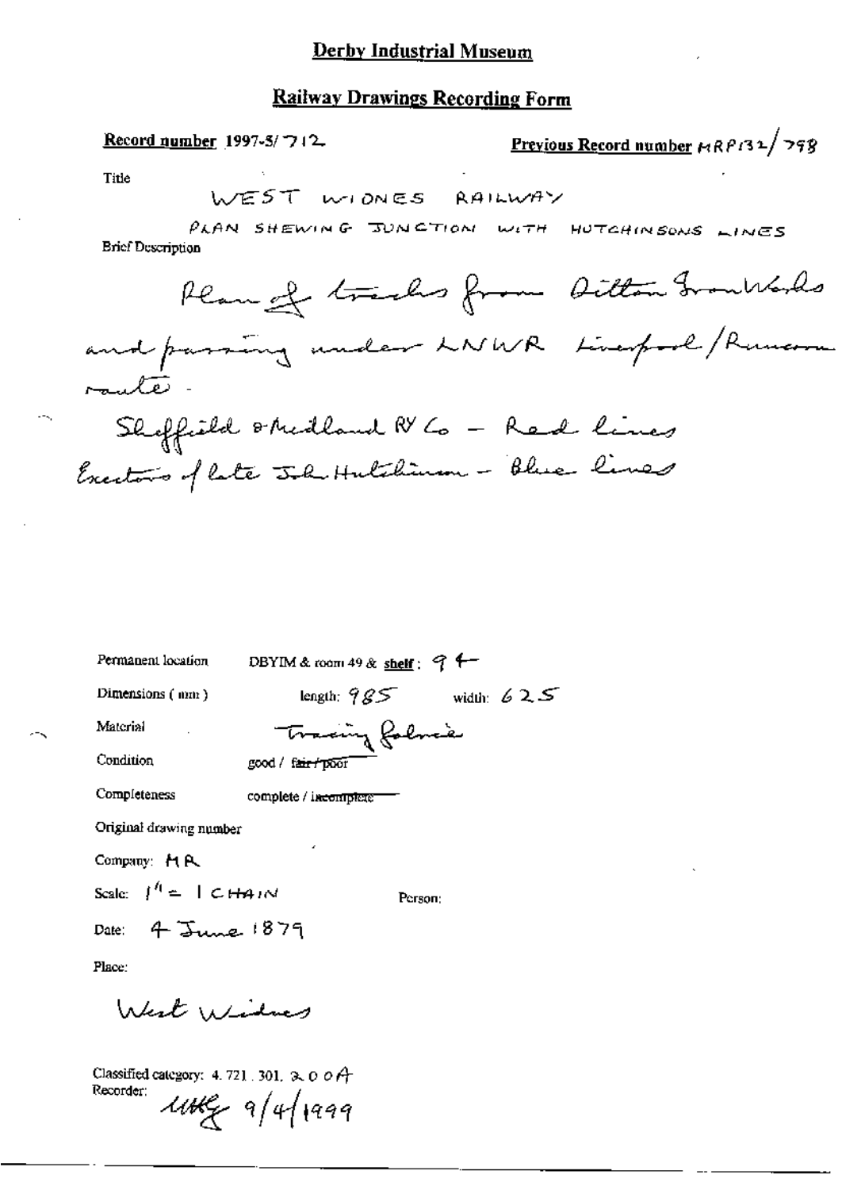# Derby Industrial Museum

## Railway Drawings Recording Form

**Record number** 1997-5/712

**Previous Record number** MRP132/798

Title

WEST WIDNES RAILWAY

PLAN SHEWING JUNCTION WITH HUTCHINSONS LINES

Brief Description

Plan of tracks from Ditton Iron Works and passing under LNWR Liverpool/Runcorn route.

Sheffield & Midland Ry Co – Red lines
Executors of late Joh Hutchinson – Blue lines

Permanent location DBYIM & room 49 & **shelf**: 94

Dimensions (mm) length: 985 width: 625

Material Tracing fabric

Condition good / ~~fair / poor~~

Completeness complete / ~~incomplete~~

Original drawing number

Company: MR

Scale: 1" = 1 CHAIN

Person:

Date: 4 June 1879

Place:

West Widnes

Classified category: 4.721.301.200A

Recorder: uukg 9/4/1999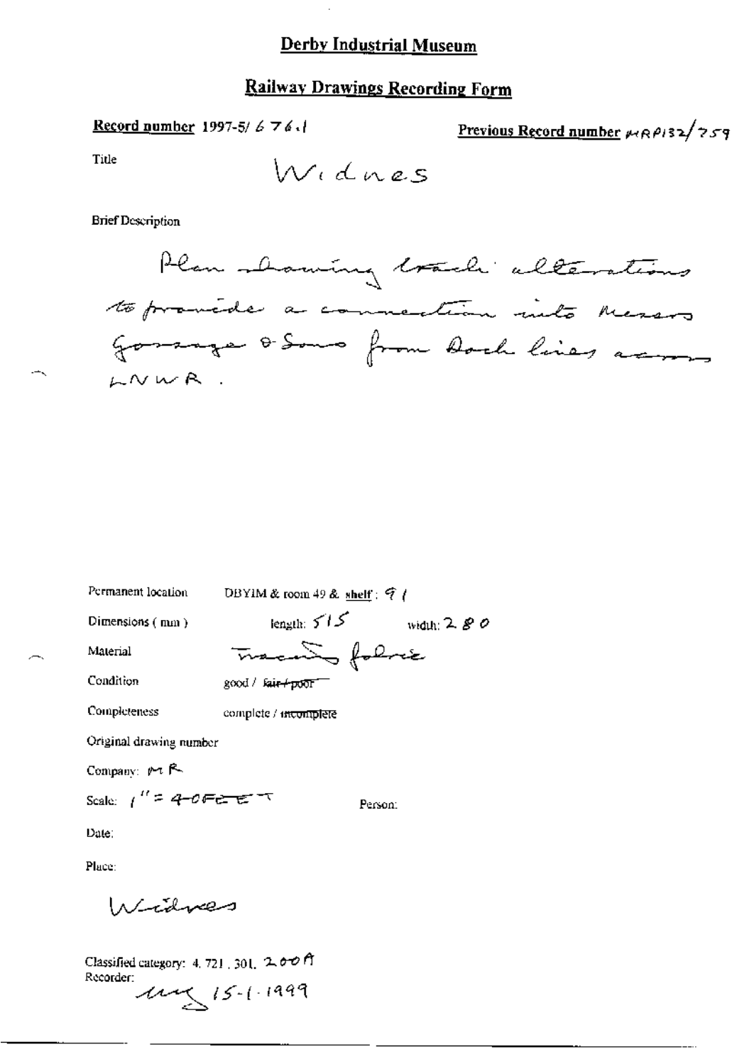# Derby Industrial Museum

## Railway Drawings Recording Form

**Record number** 1997-5/ 676.1

**Previous Record number** MRP132/759

Title

Widnes

Brief Description

Plan drawing track alterations to provide a connection into Messrs Gossage & Sons from Dock lines across LNWR.

Permanent location DBYIM & room 49 & shelf : 91

Dimensions ( mm ) length: 515 width: 280

Material Tracing fabric

Condition good / ~~fair / poor~~

Completeness complete / ~~incomplete~~

Original drawing number

Company: MR

Scale: 1" = 40FEET

Person:

Date:

Place:

Widnes

Classified category: 4. 721. 301. 200A

Recorder:

15-1-1999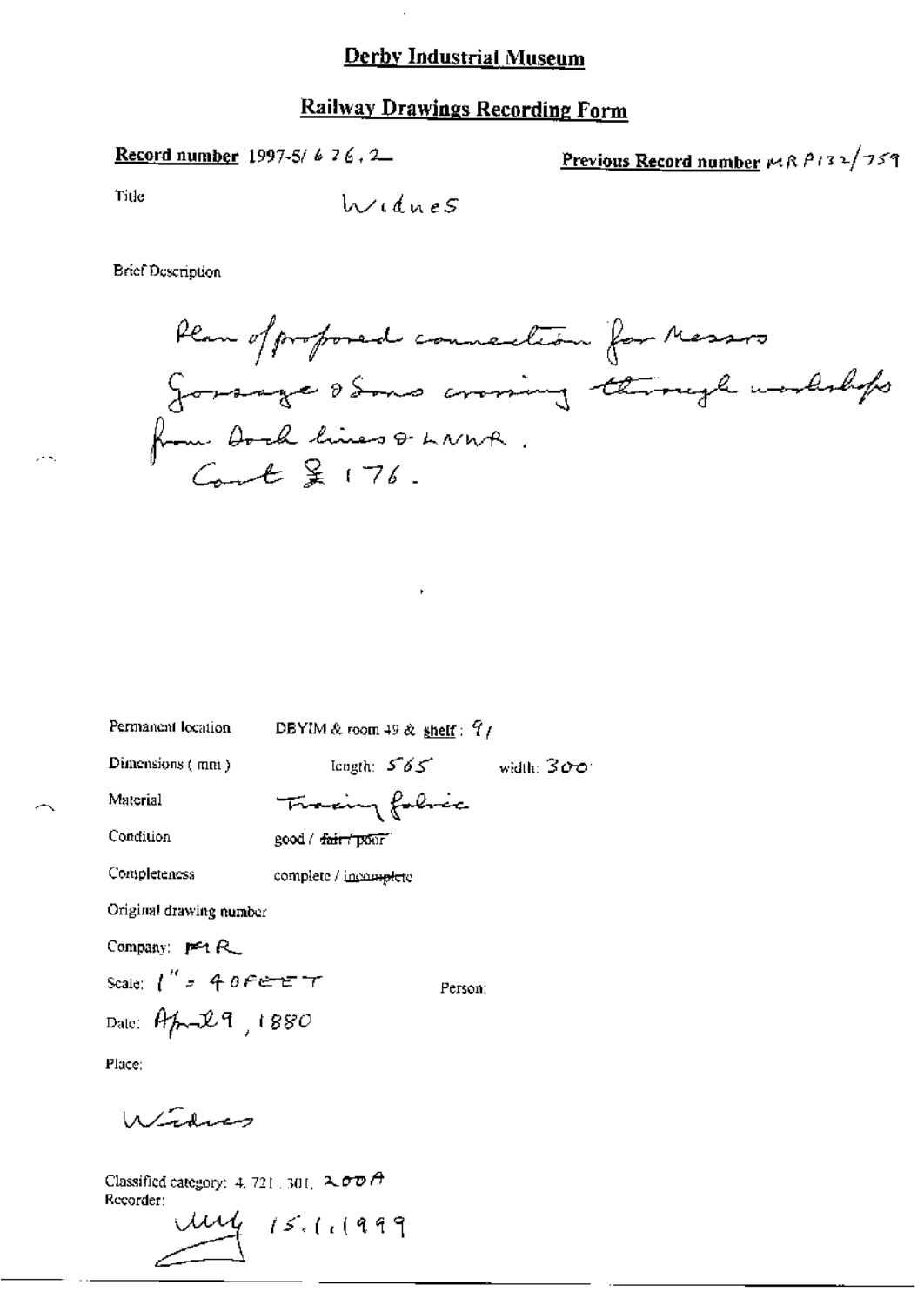# Derby Industrial Museum

## Railway Drawings Recording Form

**Record number** 1997-5/ 676.2

**Previous Record number** MR P132/759

Title

Widnes

Brief Description

Plan of proposed connection for Messrs Gossage & Sons crossing through workshops from Dock lines & LNWR.
Cont § 176.

Permanent location DBYIM & room 49 & **shelf** : 91

Dimensions ( mm ) length: 565 width: 300

Material Tracing fabric

Condition good / ~~fair / poor~~

Completeness complete / ~~incomplete~~

Original drawing number

Company: MR

Scale: 1" = 40 FEET

Person:

Date: April 9, 1880

Place:

Widnes

Classified category: 4. 721. 301. 200A

Recorder:

15.1.1999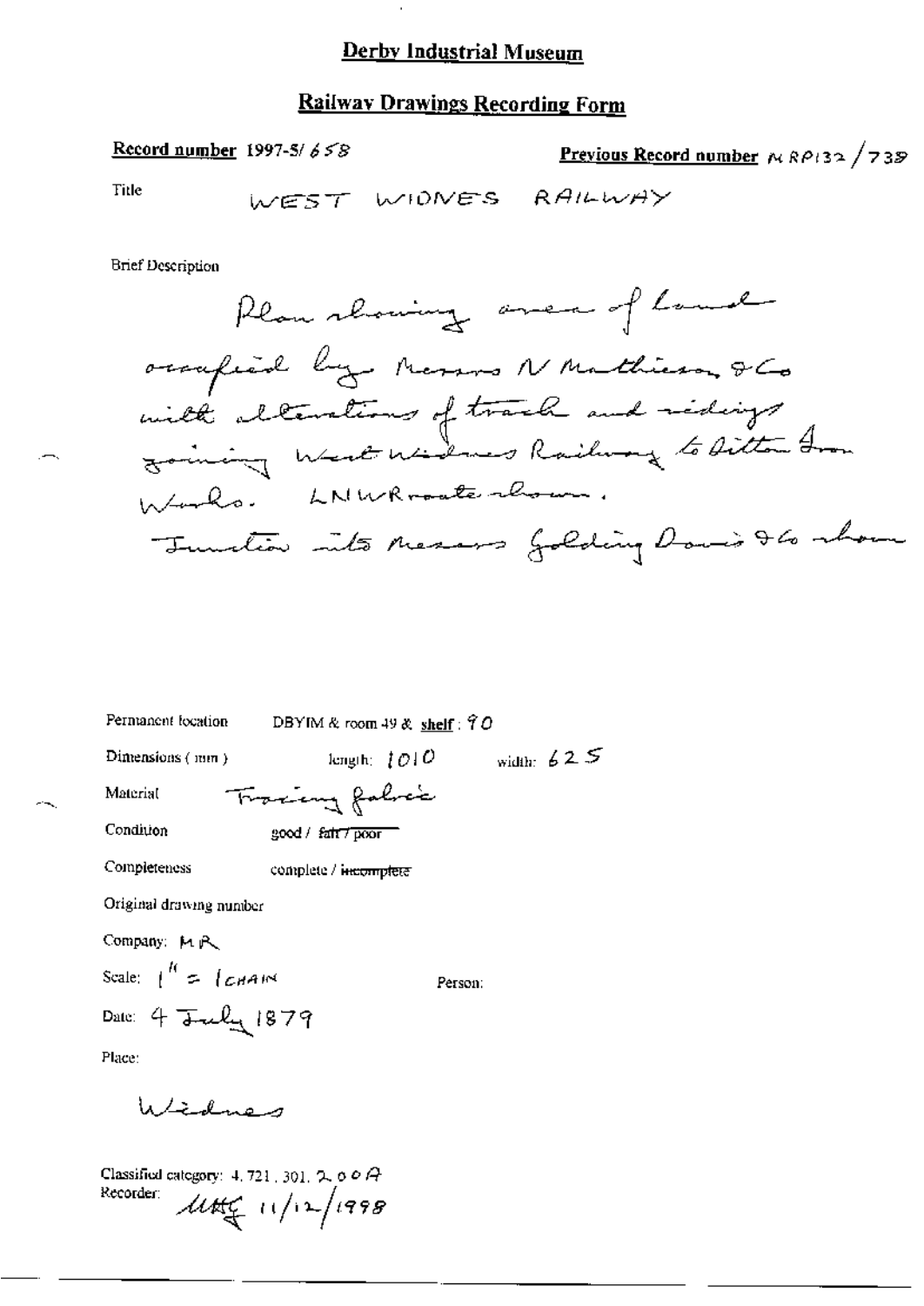# Derby Industrial Museum

## Railway Drawings Recording Form

**Record number** 1997-5/658

**Previous Record number** MRP132/739

Title WEST WIDNES RAILWAY

Brief Description

Plan showing area of land occupied by Messrs N Mathieson & Co with alterations of track and sidings joining West Widnes Railway to Ditton Iron Works. LNWR route shown.
Junction into Messrs Golding Davis & Co shown

Permanent location DBYIM & room 49 & shelf: 90

Dimensions (mm) length: 1010 width: 625

Material Tracing fabric

Condition good / ~~fair / poor~~

Completeness complete / ~~incomplete~~

Original drawing number

Company: MR

Scale: 1" = 1 CHAIN

Person:

Date: 4 July 1879

Place:

Widnes

Classified category: 4.721.301.200A

Recorder: MHG 11/12/1998